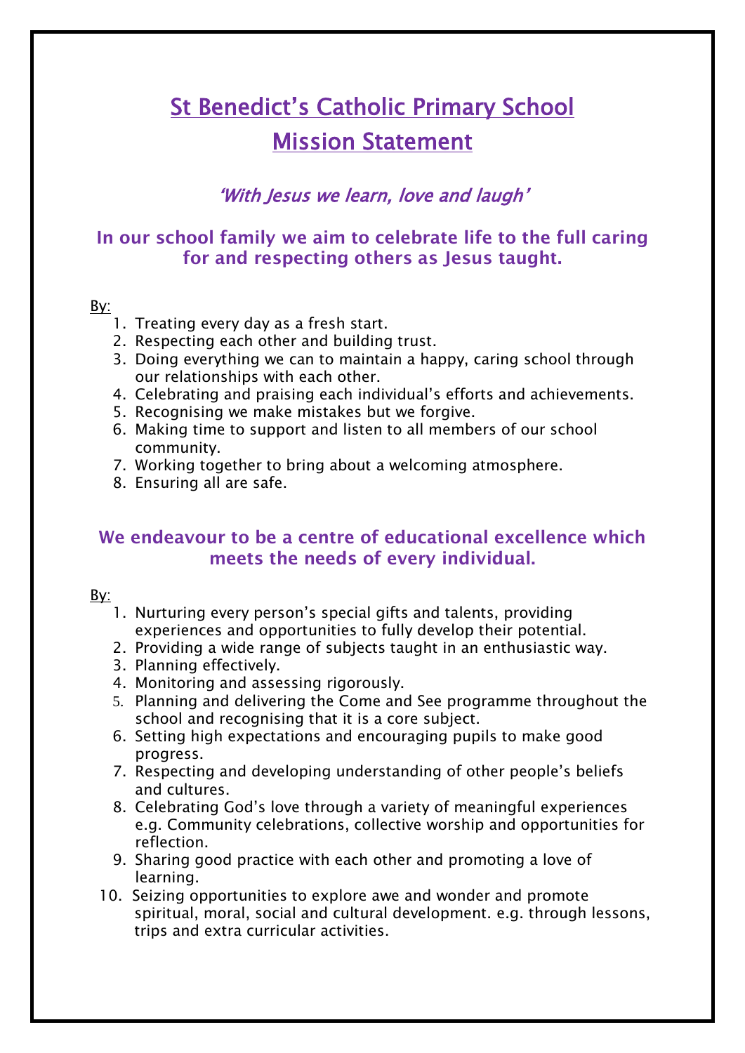# St Benedict's Catholic Primary School
# Mission Statement

*'With Jesus we learn, love and laugh'*

### In our school family we aim to celebrate life to the full caring for and respecting others as Jesus taught.

By:

1. Treating every day as a fresh start.
2. Respecting each other and building trust.
3. Doing everything we can to maintain a happy, caring school through our relationships with each other.
4. Celebrating and praising each individual's efforts and achievements.
5. Recognising we make mistakes but we forgive.
6. Making time to support and listen to all members of our school community.
7. Working together to bring about a welcoming atmosphere.
8. Ensuring all are safe.

### We endeavour to be a centre of educational excellence which meets the needs of every individual.

By:

1. Nurturing every person's special gifts and talents, providing experiences and opportunities to fully develop their potential.
2. Providing a wide range of subjects taught in an enthusiastic way.
3. Planning effectively.
4. Monitoring and assessing rigorously.
5. Planning and delivering the Come and See programme throughout the school and recognising that it is a core subject.
6. Setting high expectations and encouraging pupils to make good progress.
7. Respecting and developing understanding of other people's beliefs and cultures.
8. Celebrating God's love through a variety of meaningful experiences e.g. Community celebrations, collective worship and opportunities for reflection.
9. Sharing good practice with each other and promoting a love of learning.
10. Seizing opportunities to explore awe and wonder and promote spiritual, moral, social and cultural development. e.g. through lessons, trips and extra curricular activities.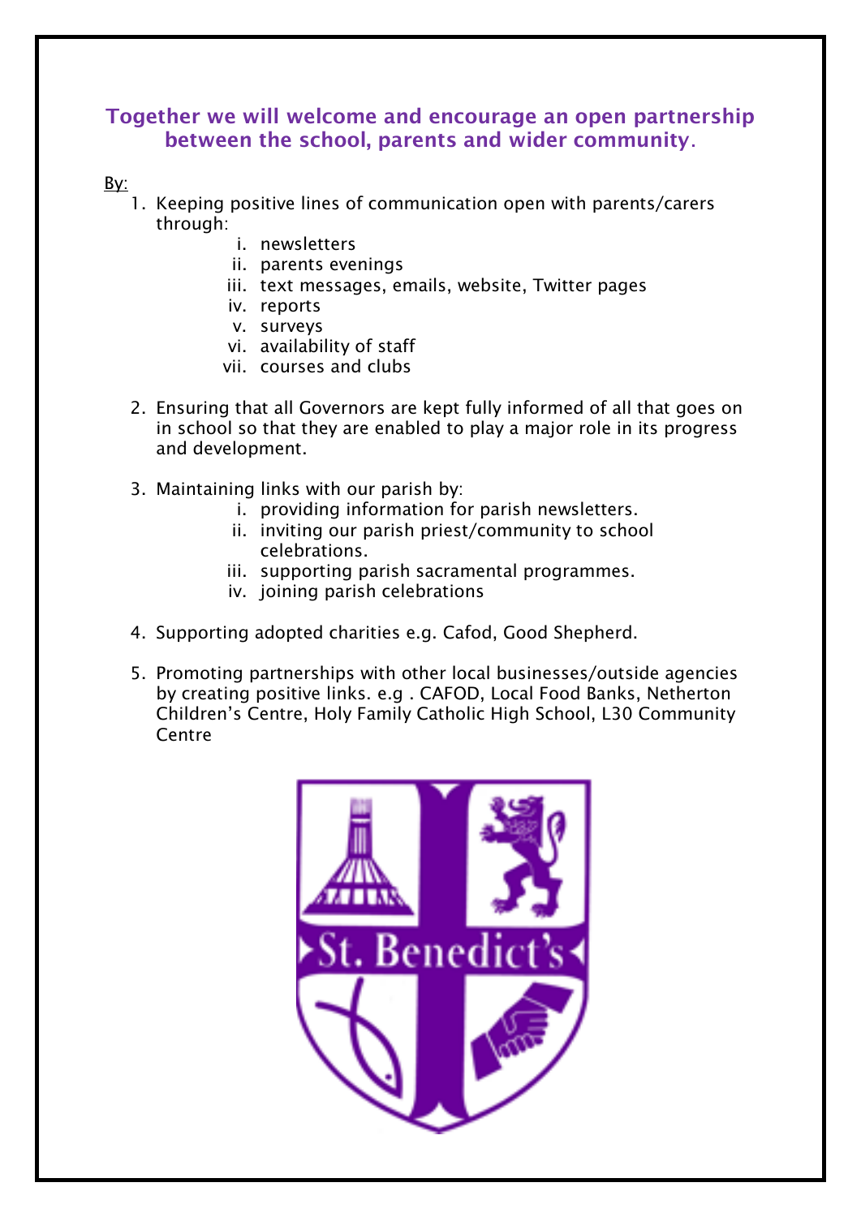## Together we will welcome and encourage an open partnership between the school, parents and wider community.

By:

1. Keeping positive lines of communication open with parents/carers through:
   1. newsletters
   2. parents evenings
   3. text messages, emails, website, Twitter pages
   4. reports
   5. surveys
   6. availability of staff
   7. courses and clubs

2. Ensuring that all Governors are kept fully informed of all that goes on in school so that they are enabled to play a major role in its progress and development.

3. Maintaining links with our parish by:
   1. providing information for parish newsletters.
   2. inviting our parish priest/community to school celebrations.
   3. supporting parish sacramental programmes.
   4. joining parish celebrations

4. Supporting adopted charities e.g. Cafod, Good Shepherd.

5. Promoting partnerships with other local businesses/outside agencies by creating positive links. e.g . CAFOD, Local Food Banks, Netherton Children's Centre, Holy Family Catholic High School, L30 Community Centre

St. Benedict's